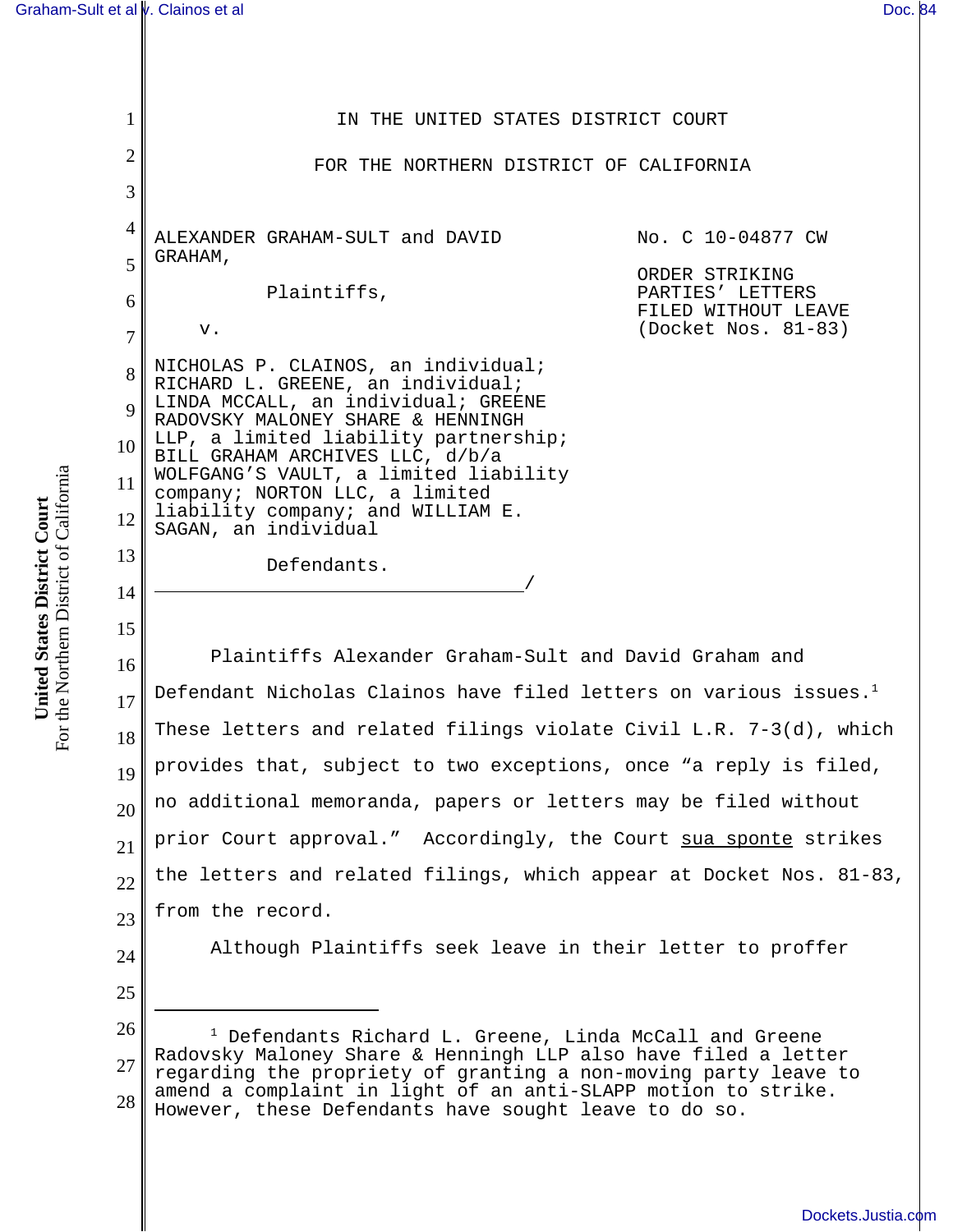IN THE UNITED STATES DISTRICT COURT

FOR THE NORTHERN DISTRICT OF CALIFORNIA

ALEXANDER GRAHAM-SULT and DAVID GRAHAM,

Plaintiffs,

v.

NICHOLAS P. CLAINOS, an individual; RICHARD L. GREENE, an individual; LINDA MCCALL, an individual; GREENE RADOVSKY MALONEY SHARE & HENNINGH LLP, a limited liability partnership; BILL GRAHAM ARCHIVES LLC, d/b/a WOLFGANG'S VAULT, a limited liability company; NORTON LLC, a limited liability company; and WILLIAM E. SAGAN, an individual

Defendants.
_________________________________/

No. C 10-04877 CW

ORDER STRIKING PARTIES' LETTERS FILED WITHOUT LEAVE (Docket Nos. 81-83)

Plaintiffs Alexander Graham-Sult and David Graham and Defendant Nicholas Clainos have filed letters on various issues.[1] These letters and related filings violate Civil L.R. 7-3(d), which provides that, subject to two exceptions, once "a reply is filed, no additional memoranda, papers or letters may be filed without prior Court approval." Accordingly, the Court sua sponte strikes the letters and related filings, which appear at Docket Nos. 81-83, from the record.

Although Plaintiffs seek leave in their letter to proffer

---

[1] Defendants Richard L. Greene, Linda McCall and Greene Radovsky Maloney Share & Henningh LLP also have filed a letter regarding the propriety of granting a non-moving party leave to amend a complaint in light of an anti-SLAPP motion to strike. However, these Defendants have sought leave to do so.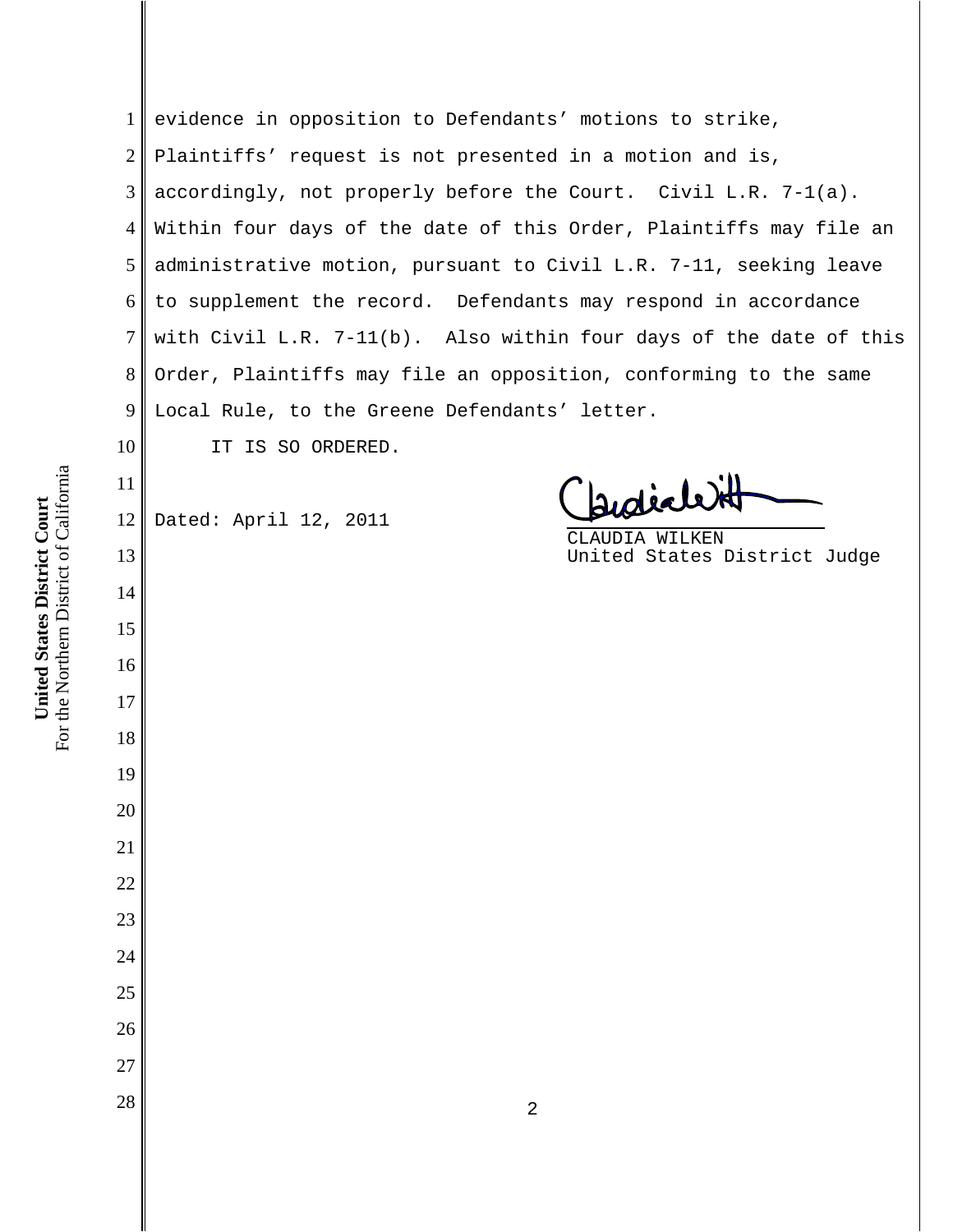evidence in opposition to Defendants' motions to strike, Plaintiffs' request is not presented in a motion and is, accordingly, not properly before the Court. Civil L.R. 7-1(a). Within four days of the date of this Order, Plaintiffs may file an administrative motion, pursuant to Civil L.R. 7-11, seeking leave to supplement the record. Defendants may respond in accordance with Civil L.R. 7-11(b). Also within four days of the date of this Order, Plaintiffs may file an opposition, conforming to the same Local Rule, to the Greene Defendants' letter.

IT IS SO ORDERED.

Dated: April 12, 2011

CLAUDIA WILKEN
United States District Judge